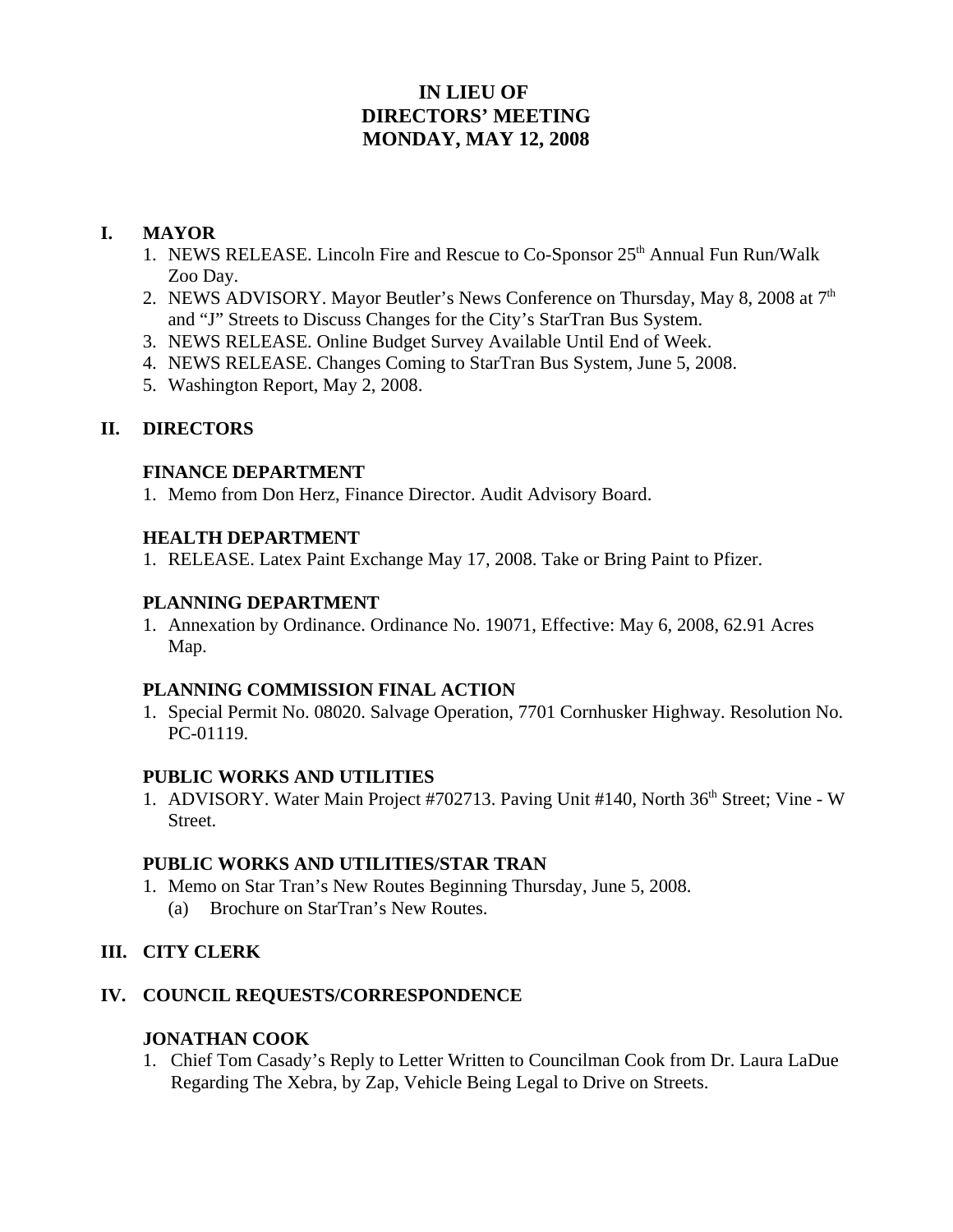# IN LIEU OF
# DIRECTORS' MEETING
# MONDAY, MAY 12, 2008

## I. MAYOR

1. NEWS RELEASE. Lincoln Fire and Rescue to Co-Sponsor 25th Annual Fun Run/Walk Zoo Day.
2. NEWS ADVISORY. Mayor Beutler's News Conference on Thursday, May 8, 2008 at 7th and "J" Streets to Discuss Changes for the City's StarTran Bus System.
3. NEWS RELEASE. Online Budget Survey Available Until End of Week.
4. NEWS RELEASE. Changes Coming to StarTran Bus System, June 5, 2008.
5. Washington Report, May 2, 2008.

## II. DIRECTORS

### FINANCE DEPARTMENT

1. Memo from Don Herz, Finance Director. Audit Advisory Board.

### HEALTH DEPARTMENT

1. RELEASE. Latex Paint Exchange May 17, 2008. Take or Bring Paint to Pfizer.

### PLANNING DEPARTMENT

1. Annexation by Ordinance. Ordinance No. 19071, Effective: May 6, 2008, 62.91 Acres Map.

### PLANNING COMMISSION FINAL ACTION

1. Special Permit No. 08020. Salvage Operation, 7701 Cornhusker Highway. Resolution No. PC-01119.

### PUBLIC WORKS AND UTILITIES

1. ADVISORY. Water Main Project #702713. Paving Unit #140, North 36th Street; Vine - W Street.

### PUBLIC WORKS AND UTILITIES/STAR TRAN

1. Memo on Star Tran's New Routes Beginning Thursday, June 5, 2008.
   (a) Brochure on StarTran's New Routes.

## III. CITY CLERK

## IV. COUNCIL REQUESTS/CORRESPONDENCE

### JONATHAN COOK

1. Chief Tom Casady's Reply to Letter Written to Councilman Cook from Dr. Laura LaDue Regarding The Xebra, by Zap, Vehicle Being Legal to Drive on Streets.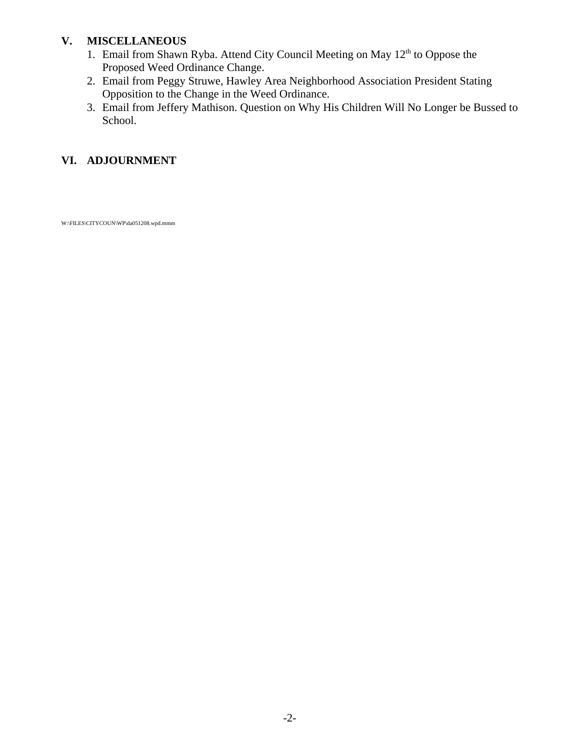## V. MISCELLANEOUS

1. Email from Shawn Ryba. Attend City Council Meeting on May 12th to Oppose the Proposed Weed Ordinance Change.
2. Email from Peggy Struwe, Hawley Area Neighborhood Association President Stating Opposition to the Change in the Weed Ordinance.
3. Email from Jeffery Mathison. Question on Why His Children Will No Longer be Bussed to School.

## VI. ADJOURNMENT

W:\FILES\CITYCOUN\WP\da051208.wpd.mmm